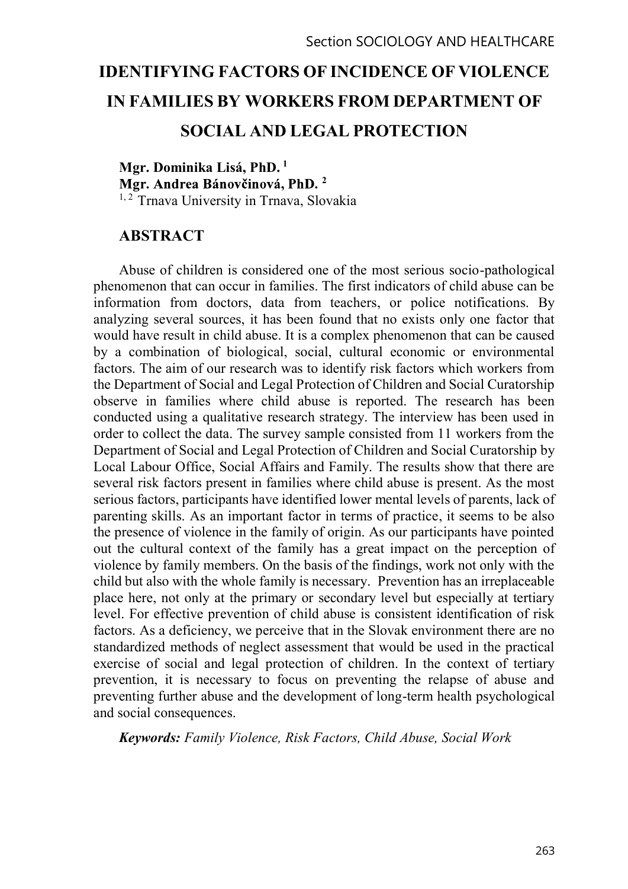# IDENTIFYING FACTORS OF INCIDENCE OF VIOLENCE IN FAMILIES BY WORKERS FROM DEPARTMENT OF SOCIAL AND LEGAL PROTECTION

**Mgr. Dominika Lisá, PhD.** [1]
**Mgr. Andrea Bánovčinová, PhD.** [2]
[1, 2] Trnava University in Trnava, Slovakia

## ABSTRACT

Abuse of children is considered one of the most serious socio-pathological phenomenon that can occur in families. The first indicators of child abuse can be information from doctors, data from teachers, or police notifications. By analyzing several sources, it has been found that no exists only one factor that would have result in child abuse. It is a complex phenomenon that can be caused by a combination of biological, social, cultural economic or environmental factors. The aim of our research was to identify risk factors which workers from the Department of Social and Legal Protection of Children and Social Curatorship observe in families where child abuse is reported. The research has been conducted using a qualitative research strategy. The interview has been used in order to collect the data. The survey sample consisted from 11 workers from the Department of Social and Legal Protection of Children and Social Curatorship by Local Labour Office, Social Affairs and Family. The results show that there are several risk factors present in families where child abuse is present. As the most serious factors, participants have identified lower mental levels of parents, lack of parenting skills. As an important factor in terms of practice, it seems to be also the presence of violence in the family of origin. As our participants have pointed out the cultural context of the family has a great impact on the perception of violence by family members. On the basis of the findings, work not only with the child but also with the whole family is necessary. Prevention has an irreplaceable place here, not only at the primary or secondary level but especially at tertiary level. For effective prevention of child abuse is consistent identification of risk factors. As a deficiency, we perceive that in the Slovak environment there are no standardized methods of neglect assessment that would be used in the practical exercise of social and legal protection of children. In the context of tertiary prevention, it is necessary to focus on preventing the relapse of abuse and preventing further abuse and the development of long-term health psychological and social consequences.

***Keywords:*** *Family Violence, Risk Factors, Child Abuse, Social Work*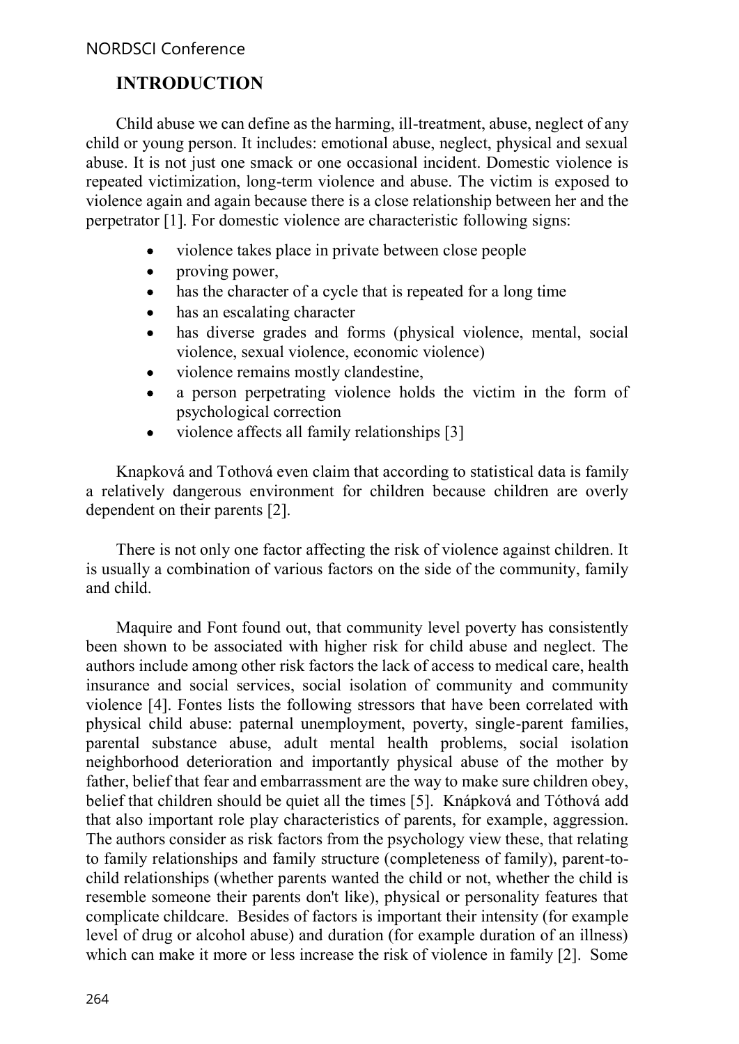## INTRODUCTION

Child abuse we can define as the harming, ill-treatment, abuse, neglect of any child or young person. It includes: emotional abuse, neglect, physical and sexual abuse. It is not just one smack or one occasional incident. Domestic violence is repeated victimization, long-term violence and abuse. The victim is exposed to violence again and again because there is a close relationship between her and the perpetrator [1]. For domestic violence are characteristic following signs:

- violence takes place in private between close people
- proving power,
- has the character of a cycle that is repeated for a long time
- has an escalating character
- has diverse grades and forms (physical violence, mental, social violence, sexual violence, economic violence)
- violence remains mostly clandestine,
- a person perpetrating violence holds the victim in the form of psychological correction
- violence affects all family relationships [3]

Knapková and Tothová even claim that according to statistical data is family a relatively dangerous environment for children because children are overly dependent on their parents [2].

There is not only one factor affecting the risk of violence against children. It is usually a combination of various factors on the side of the community, family and child.

Maquire and Font found out, that community level poverty has consistently been shown to be associated with higher risk for child abuse and neglect. The authors include among other risk factors the lack of access to medical care, health insurance and social services, social isolation of community and community violence [4]. Fontes lists the following stressors that have been correlated with physical child abuse: paternal unemployment, poverty, single-parent families, parental substance abuse, adult mental health problems, social isolation neighborhood deterioration and importantly physical abuse of the mother by father, belief that fear and embarrassment are the way to make sure children obey, belief that children should be quiet all the times [5]. Knápková and Tóthová add that also important role play characteristics of parents, for example, aggression. The authors consider as risk factors from the psychology view these, that relating to family relationships and family structure (completeness of family), parent-to-child relationships (whether parents wanted the child or not, whether the child is resemble someone their parents don't like), physical or personality features that complicate childcare. Besides of factors is important their intensity (for example level of drug or alcohol abuse) and duration (for example duration of an illness) which can make it more or less increase the risk of violence in family [2]. Some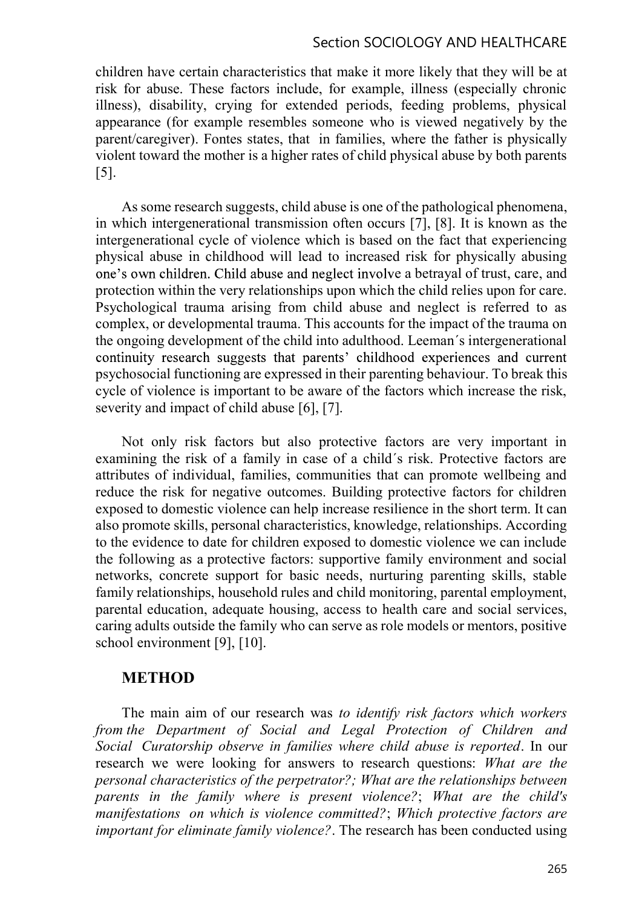children have certain characteristics that make it more likely that they will be at risk for abuse. These factors include, for example, illness (especially chronic illness), disability, crying for extended periods, feeding problems, physical appearance (for example resembles someone who is viewed negatively by the parent/caregiver). Fontes states, that in families, where the father is physically violent toward the mother is a higher rates of child physical abuse by both parents [5].

As some research suggests, child abuse is one of the pathological phenomena, in which intergenerational transmission often occurs [7], [8]. It is known as the intergenerational cycle of violence which is based on the fact that experiencing physical abuse in childhood will lead to increased risk for physically abusing one's own children. Child abuse and neglect involve a betrayal of trust, care, and protection within the very relationships upon which the child relies upon for care. Psychological trauma arising from child abuse and neglect is referred to as complex, or developmental trauma. This accounts for the impact of the trauma on the ongoing development of the child into adulthood. Leeman´s intergenerational continuity research suggests that parents' childhood experiences and current psychosocial functioning are expressed in their parenting behaviour. To break this cycle of violence is important to be aware of the factors which increase the risk, severity and impact of child abuse [6], [7].

Not only risk factors but also protective factors are very important in examining the risk of a family in case of a child´s risk. Protective factors are attributes of individual, families, communities that can promote wellbeing and reduce the risk for negative outcomes. Building protective factors for children exposed to domestic violence can help increase resilience in the short term. It can also promote skills, personal characteristics, knowledge, relationships. According to the evidence to date for children exposed to domestic violence we can include the following as a protective factors: supportive family environment and social networks, concrete support for basic needs, nurturing parenting skills, stable family relationships, household rules and child monitoring, parental employment, parental education, adequate housing, access to health care and social services, caring adults outside the family who can serve as role models or mentors, positive school environment [9], [10].

## METHOD

The main aim of our research was *to identify risk factors which workers from the Department of Social and Legal Protection of Children and Social Curatorship observe in families where child abuse is reported*. In our research we were looking for answers to research questions: *What are the personal characteristics of the perpetrator?; What are the relationships between parents in the family where is present violence?*; *What are the child's manifestations on which is violence committed?*; *Which protective factors are important for eliminate family violence?*. The research has been conducted using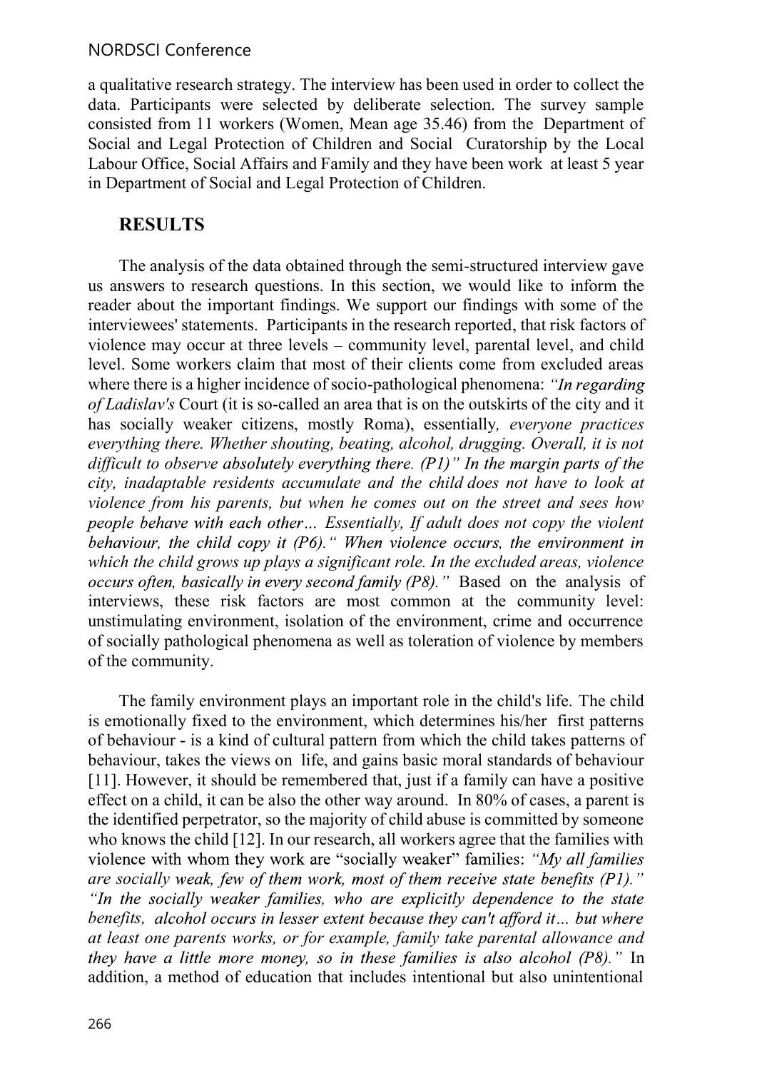a qualitative research strategy. The interview has been used in order to collect the data. Participants were selected by deliberate selection. The survey sample consisted from 11 workers (Women, Mean age 35.46) from the Department of Social and Legal Protection of Children and Social Curatorship by the Local Labour Office, Social Affairs and Family and they have been work at least 5 year in Department of Social and Legal Protection of Children.

## RESULTS

The analysis of the data obtained through the semi-structured interview gave us answers to research questions. In this section, we would like to inform the reader about the important findings. We support our findings with some of the interviewees' statements. Participants in the research reported, that risk factors of violence may occur at three levels – community level, parental level, and child level. Some workers claim that most of their clients come from excluded areas where there is a higher incidence of socio-pathological phenomena: *"In regarding of Ladislav's* Court (it is so-called an area that is on the outskirts of the city and it has socially weaker citizens, mostly Roma), essentially*, everyone practices everything there. Whether shouting, beating, alcohol, drugging. Overall, it is not difficult to observe absolutely everything there. (P1)" In the margin parts of the city, inadaptable residents accumulate and the child does not have to look at violence from his parents, but when he comes out on the street and sees how people behave with each other… Essentially, If adult does not copy the violent behaviour, the child copy it (P6)." When violence occurs, the environment in which the child grows up plays a significant role. In the excluded areas, violence occurs often, basically in every second family (P8)."* Based on the analysis of interviews, these risk factors are most common at the community level: unstimulating environment, isolation of the environment, crime and occurrence of socially pathological phenomena as well as toleration of violence by members of the community.

The family environment plays an important role in the child's life. The child is emotionally fixed to the environment, which determines his/her first patterns of behaviour - is a kind of cultural pattern from which the child takes patterns of behaviour, takes the views on life, and gains basic moral standards of behaviour [11]. However, it should be remembered that, just if a family can have a positive effect on a child, it can be also the other way around. In 80% of cases, a parent is the identified perpetrator, so the majority of child abuse is committed by someone who knows the child [12]. In our research, all workers agree that the families with violence with whom they work are "socially weaker" families: *"My all families are socially weak, few of them work, most of them receive state benefits (P1)." "In the socially weaker families, who are explicitly dependence to the state benefits, alcohol occurs in lesser extent because they can't afford it… but where at least one parents works, or for example, family take parental allowance and they have a little more money, so in these families is also alcohol (P8)."* In addition, a method of education that includes intentional but also unintentional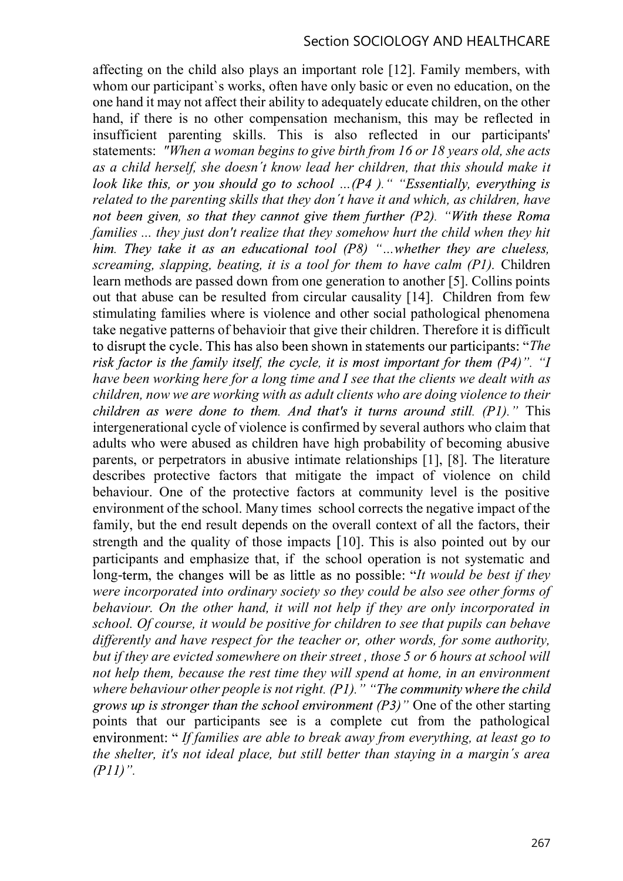affecting on the child also plays an important role [12]. Family members, with whom our participant`s works, often have only basic or even no education, on the one hand it may not affect their ability to adequately educate children, on the other hand, if there is no other compensation mechanism, this may be reflected in insufficient parenting skills. This is also reflected in our participants' statements: *"When a woman begins to give birth from 16 or 18 years old, she acts as a child herself, she doesn´t know lead her children, that this should make it look like this, or you should go to school …(P4 )." "Essentially, everything is related to the parenting skills that they don´t have it and which, as children, have not been given, so that they cannot give them further (P2). "With these Roma families ... they just don't realize that they somehow hurt the child when they hit him. They take it as an educational tool (P8) "…whether they are clueless, screaming, slapping, beating, it is a tool for them to have calm (P1).* Children learn methods are passed down from one generation to another [5]. Collins points out that abuse can be resulted from circular causality [14]. Children from few stimulating families where is violence and other social pathological phenomena take negative patterns of behavioir that give their children. Therefore it is difficult to disrupt the cycle. This has also been shown in statements our participants: "*The risk factor is the family itself, the cycle, it is most important for them (P4)". "I have been working here for a long time and I see that the clients we dealt with as children, now we are working with as adult clients who are doing violence to their children as were done to them. And that's it turns around still. (P1)."* This intergenerational cycle of violence is confirmed by several authors who claim that adults who were abused as children have high probability of becoming abusive parents, or perpetrators in abusive intimate relationships [1], [8]. The literature describes protective factors that mitigate the impact of violence on child behaviour. One of the protective factors at community level is the positive environment of the school. Many times school corrects the negative impact of the family, but the end result depends on the overall context of all the factors, their strength and the quality of those impacts [10]. This is also pointed out by our participants and emphasize that, if the school operation is not systematic and long-term, the changes will be as little as no possible: "*It would be best if they were incorporated into ordinary society so they could be also see other forms of behaviour. On the other hand, it will not help if they are only incorporated in school. Of course, it would be positive for children to see that pupils can behave differently and have respect for the teacher or, other words, for some authority, but if they are evicted somewhere on their street , those 5 or 6 hours at school will not help them, because the rest time they will spend at home, in an environment where behaviour other people is not right. (P1)." "The community where the child grows up is stronger than the school environment (P3)"* One of the other starting points that our participants see is a complete cut from the pathological environment: " *If families are able to break away from everything, at least go to the shelter, it's not ideal place, but still better than staying in a margin´s area (P11)".*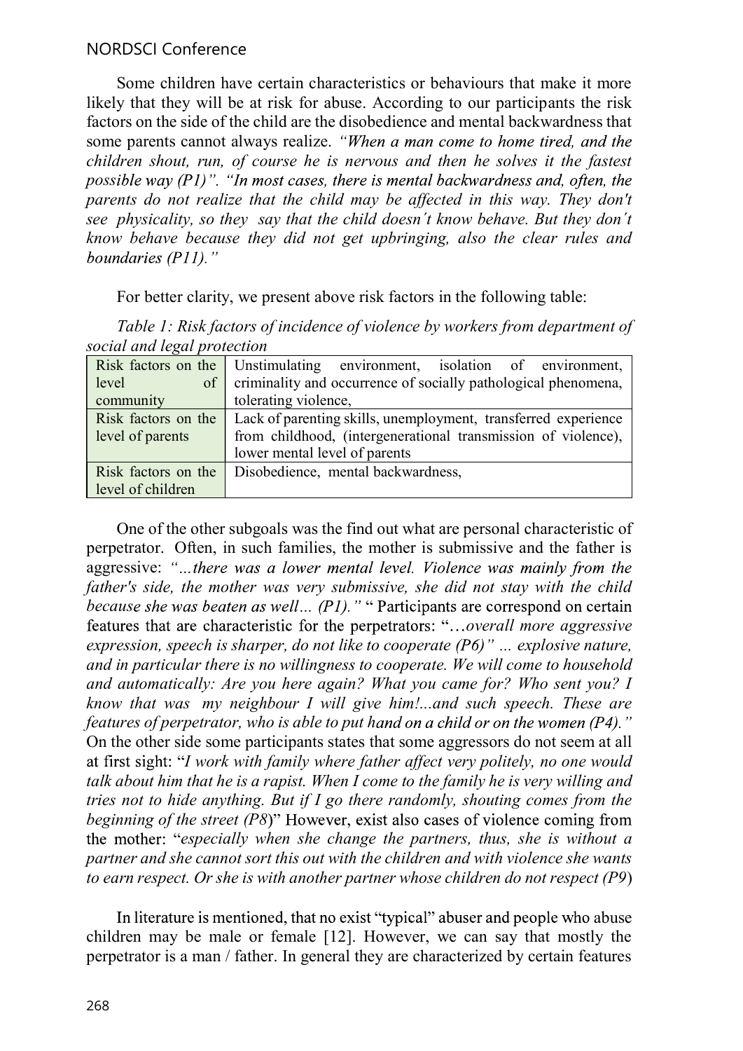Some children have certain characteristics or behaviours that make it more likely that they will be at risk for abuse. According to our participants the risk factors on the side of the child are the disobedience and mental backwardness that some parents cannot always realize. *"When a man come to home tired, and the children shout, run, of course he is nervous and then he solves it the fastest possible way (P1)". "In most cases, there is mental backwardness and, often, the parents do not realize that the child may be affected in this way. They don't see physicality, so they say that the child doesn´t know behave. But they don´t know behave because they did not get upbringing, also the clear rules and boundaries (P11)."*

For better clarity, we present above risk factors in the following table:

*Table 1: Risk factors of incidence of violence by workers from department of social and legal protection*

| | |
|---|---|
| Risk factors on the level of community | Unstimulating environment, isolation of environment, criminality and occurrence of socially pathological phenomena, tolerating violence, |
| Risk factors on the level of parents | Lack of parenting skills, unemployment, transferred experience from childhood, (intergenerational transmission of violence), lower mental level of parents |
| Risk factors on the level of children | Disobedience, mental backwardness, |

One of the other subgoals was the find out what are personal characteristic of perpetrator. Often, in such families, the mother is submissive and the father is aggressive: *"…there was a lower mental level. Violence was mainly from the father's side, the mother was very submissive, she did not stay with the child because she was beaten as well… (P1)."* " Participants are correspond on certain features that are characteristic for the perpetrators: "*…overall more aggressive expression, speech is sharper, do not like to cooperate (P6)" … explosive nature, and in particular there is no willingness to cooperate. We will come to household and automatically: Are you here again? What you came for? Who sent you? I know that was my neighbour I will give him!...and such speech. These are features of perpetrator, who is able to put hand on a child or on the women (P4)."* On the other side some participants states that some aggressors do not seem at all at first sight: "*I work with family where father affect very politely, no one would talk about him that he is a rapist. When I come to the family he is very willing and tries not to hide anything. But if I go there randomly, shouting comes from the beginning of the street (P8)*" However, exist also cases of violence coming from the mother: "*especially when she change the partners, thus, she is without a partner and she cannot sort this out with the children and with violence she wants to earn respect. Or she is with another partner whose children do not respect (P9*)

In literature is mentioned, that no exist "typical" abuser and people who abuse children may be male or female [12]. However, we can say that mostly the perpetrator is a man / father. In general they are characterized by certain features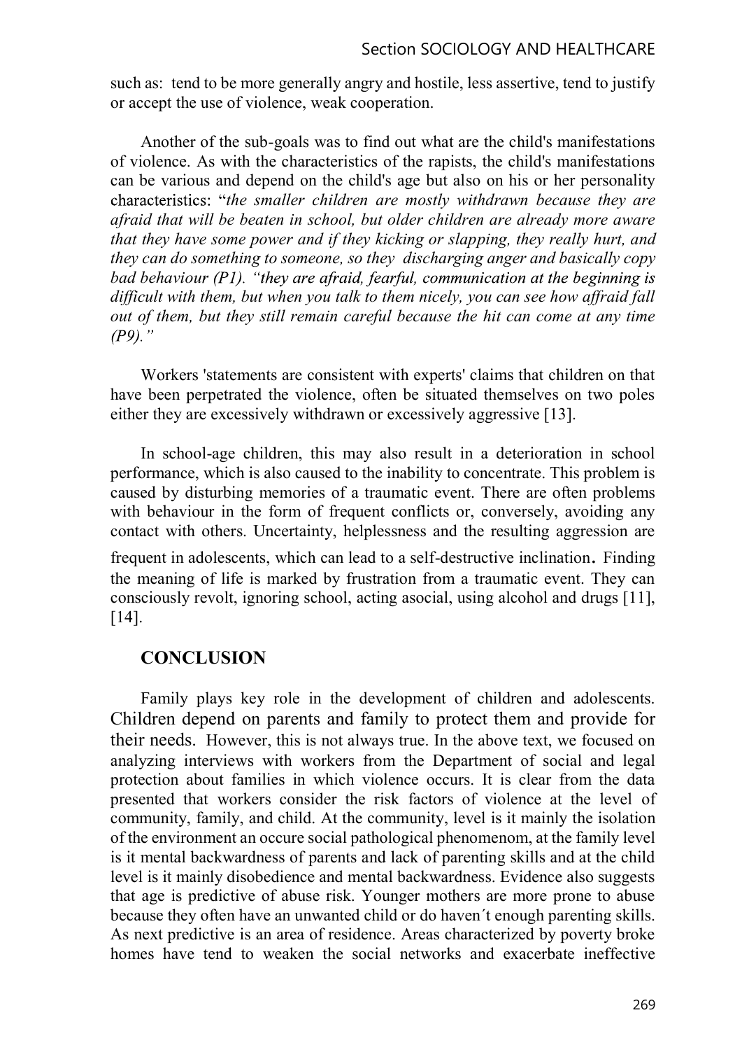such as: tend to be more generally angry and hostile, less assertive, tend to justify or accept the use of violence, weak cooperation.

Another of the sub-goals was to find out what are the child's manifestations of violence. As with the characteristics of the rapists, the child's manifestations can be various and depend on the child's age but also on his or her personality characteristics: "*the smaller children are mostly withdrawn because they are afraid that will be beaten in school, but older children are already more aware that they have some power and if they kicking or slapping, they really hurt, and they can do something to someone, so they discharging anger and basically copy bad behaviour (P1). "they are afraid, fearful, communication at the beginning is difficult with them, but when you talk to them nicely, you can see how affraid fall out of them, but they still remain careful because the hit can come at any time (P9)."*

Workers 'statements are consistent with experts' claims that children on that have been perpetrated the violence, often be situated themselves on two poles either they are excessively withdrawn or excessively aggressive [13].

In school-age children, this may also result in a deterioration in school performance, which is also caused to the inability to concentrate. This problem is caused by disturbing memories of a traumatic event. There are often problems with behaviour in the form of frequent conflicts or, conversely, avoiding any contact with others. Uncertainty, helplessness and the resulting aggression are frequent in adolescents, which can lead to a self-destructive inclination. Finding the meaning of life is marked by frustration from a traumatic event. They can consciously revolt, ignoring school, acting asocial, using alcohol and drugs [11], [14].

## CONCLUSION

Family plays key role in the development of children and adolescents. Children depend on parents and family to protect them and provide for their needs. However, this is not always true. In the above text, we focused on analyzing interviews with workers from the Department of social and legal protection about families in which violence occurs. It is clear from the data presented that workers consider the risk factors of violence at the level of community, family, and child. At the community, level is it mainly the isolation of the environment an occure social pathological phenomenom, at the family level is it mental backwardness of parents and lack of parenting skills and at the child level is it mainly disobedience and mental backwardness. Evidence also suggests that age is predictive of abuse risk. Younger mothers are more prone to abuse because they often have an unwanted child or do haven´t enough parenting skills. As next predictive is an area of residence. Areas characterized by poverty broke homes have tend to weaken the social networks and exacerbate ineffective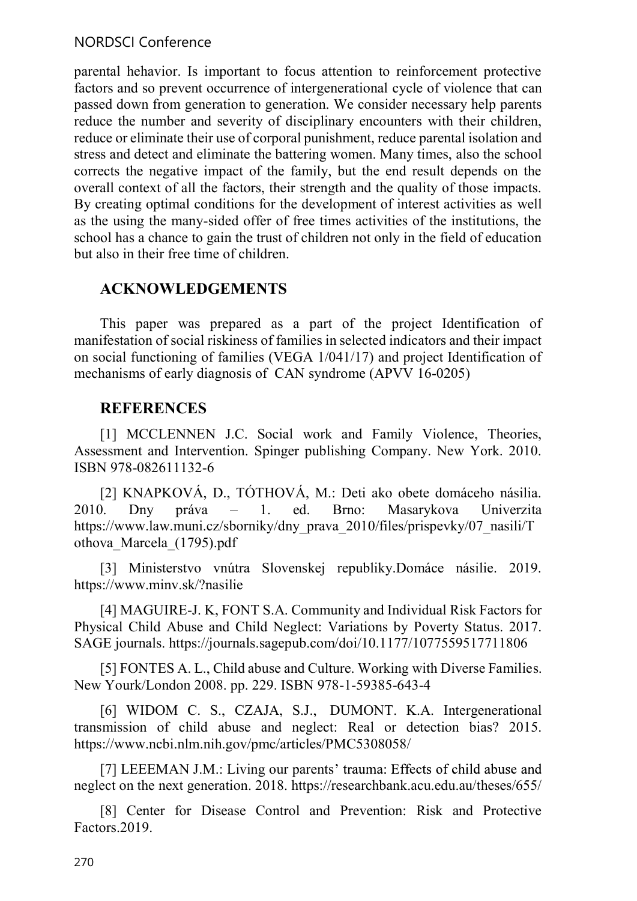parental hehavior. Is important to focus attention to reinforcement protective factors and so prevent occurrence of intergenerational cycle of violence that can passed down from generation to generation. We consider necessary help parents reduce the number and severity of disciplinary encounters with their children, reduce or eliminate their use of corporal punishment, reduce parental isolation and stress and detect and eliminate the battering women. Many times, also the school corrects the negative impact of the family, but the end result depends on the overall context of all the factors, their strength and the quality of those impacts. By creating optimal conditions for the development of interest activities as well as the using the many-sided offer of free times activities of the institutions, the school has a chance to gain the trust of children not only in the field of education but also in their free time of children.

## ACKNOWLEDGEMENTS

This paper was prepared as a part of the project Identification of manifestation of social riskiness of families in selected indicators and their impact on social functioning of families (VEGA 1/041/17) and project Identification of mechanisms of early diagnosis of CAN syndrome (APVV 16-0205)

## REFERENCES

[1] MCCLENNEN J.C. Social work and Family Violence, Theories, Assessment and Intervention. Spinger publishing Company. New York. 2010. ISBN 978-082611132-6

[2] KNAPKOVÁ, D., TÓTHOVÁ, M.: Deti ako obete domáceho násilia. 2010. Dny práva – 1. ed. Brno: Masarykova Univerzita https://www.law.muni.cz/sborniky/dny_prava_2010/files/prispevky/07_nasili/Tothova_Marcela_(1795).pdf

[3] Ministerstvo vnútra Slovenskej republiky.Domáce násilie. 2019. https://www.minv.sk/?nasilie

[4] MAGUIRE-J. K, FONT S.A. Community and Individual Risk Factors for Physical Child Abuse and Child Neglect: Variations by Poverty Status. 2017. SAGE journals. https://journals.sagepub.com/doi/10.1177/1077559517711806

[5] FONTES A. L., Child abuse and Culture. Working with Diverse Families. New Yourk/London 2008. pp. 229. ISBN 978-1-59385-643-4

[6] WIDOM C. S., CZAJA, S.J., DUMONT. K.A. Intergenerational transmission of child abuse and neglect: Real or detection bias? 2015. https://www.ncbi.nlm.nih.gov/pmc/articles/PMC5308058/

[7] LEEEMAN J.M.: Living our parents' trauma: Effects of child abuse and neglect on the next generation. 2018. https://researchbank.acu.edu.au/theses/655/

[8] Center for Disease Control and Prevention: Risk and Protective Factors.2019.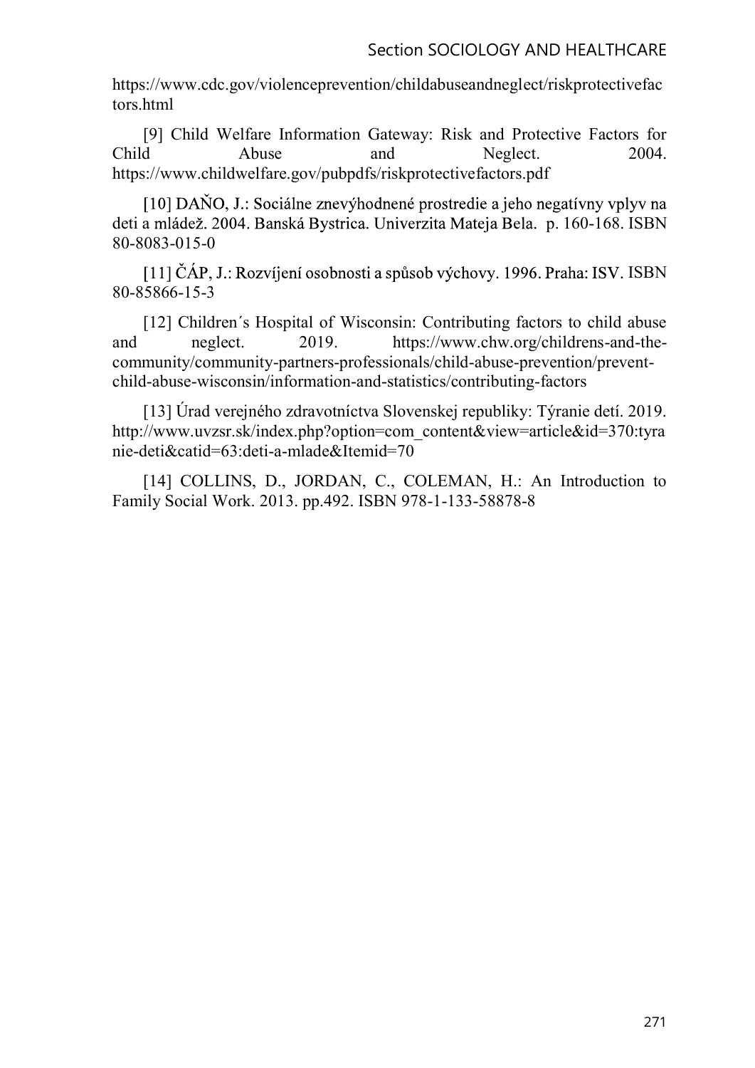https://www.cdc.gov/violenceprevention/childabuseandneglect/riskprotectivefactors.html

[9] Child Welfare Information Gateway: Risk and Protective Factors for Child Abuse and Neglect. 2004. https://www.childwelfare.gov/pubpdfs/riskprotectivefactors.pdf

[10] DAŇO, J.: Sociálne znevýhodnené prostredie a jeho negatívny vplyv na deti a mládež. 2004. Banská Bystrica. Univerzita Mateja Bela. p. 160-168. ISBN 80-8083-015-0

[11] ČÁP, J.: Rozvíjení osobnosti a způsob výchovy. 1996. Praha: ISV. ISBN 80-85866-15-3

[12] Children´s Hospital of Wisconsin: Contributing factors to child abuse and neglect. 2019. https://www.chw.org/childrens-and-the-community/community-partners-professionals/child-abuse-prevention/prevent-child-abuse-wisconsin/information-and-statistics/contributing-factors

[13] Úrad verejného zdravotníctva Slovenskej republiky: Týranie detí. 2019. http://www.uvzsr.sk/index.php?option=com_content&view=article&id=370:tyranie-deti&catid=63:deti-a-mlade&Itemid=70

[14] COLLINS, D., JORDAN, C., COLEMAN, H.: An Introduction to Family Social Work. 2013. pp.492. ISBN 978-1-133-58878-8